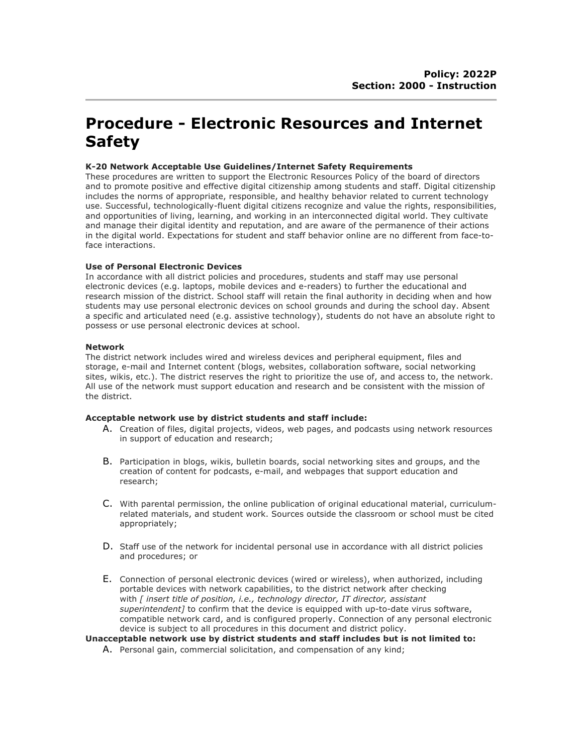**Policy: 2022P**
**Section: 2000 - Instruction**

# Procedure - Electronic Resources and Internet Safety

**K-20 Network Acceptable Use Guidelines/Internet Safety Requirements**
These procedures are written to support the Electronic Resources Policy of the board of directors and to promote positive and effective digital citizenship among students and staff. Digital citizenship includes the norms of appropriate, responsible, and healthy behavior related to current technology use. Successful, technologically-fluent digital citizens recognize and value the rights, responsibilities, and opportunities of living, learning, and working in an interconnected digital world. They cultivate and manage their digital identity and reputation, and are aware of the permanence of their actions in the digital world. Expectations for student and staff behavior online are no different from face-to-face interactions.

**Use of Personal Electronic Devices**
In accordance with all district policies and procedures, students and staff may use personal electronic devices (e.g. laptops, mobile devices and e-readers) to further the educational and research mission of the district. School staff will retain the final authority in deciding when and how students may use personal electronic devices on school grounds and during the school day. Absent a specific and articulated need (e.g. assistive technology), students do not have an absolute right to possess or use personal electronic devices at school.

**Network**
The district network includes wired and wireless devices and peripheral equipment, files and storage, e-mail and Internet content (blogs, websites, collaboration software, social networking sites, wikis, etc.). The district reserves the right to prioritize the use of, and access to, the network. All use of the network must support education and research and be consistent with the mission of the district.

**Acceptable network use by district students and staff include:**

A. Creation of files, digital projects, videos, web pages, and podcasts using network resources in support of education and research;

B. Participation in blogs, wikis, bulletin boards, social networking sites and groups, and the creation of content for podcasts, e-mail, and webpages that support education and research;

C. With parental permission, the online publication of original educational material, curriculum-related materials, and student work. Sources outside the classroom or school must be cited appropriately;

D. Staff use of the network for incidental personal use in accordance with all district policies and procedures; or

E. Connection of personal electronic devices (wired or wireless), when authorized, including portable devices with network capabilities, to the district network after checking with *[ insert title of position, i.e., technology director, IT director, assistant superintendent]* to confirm that the device is equipped with up-to-date virus software, compatible network card, and is configured properly. Connection of any personal electronic device is subject to all procedures in this document and district policy.

**Unacceptable network use by district students and staff includes but is not limited to:**

A. Personal gain, commercial solicitation, and compensation of any kind;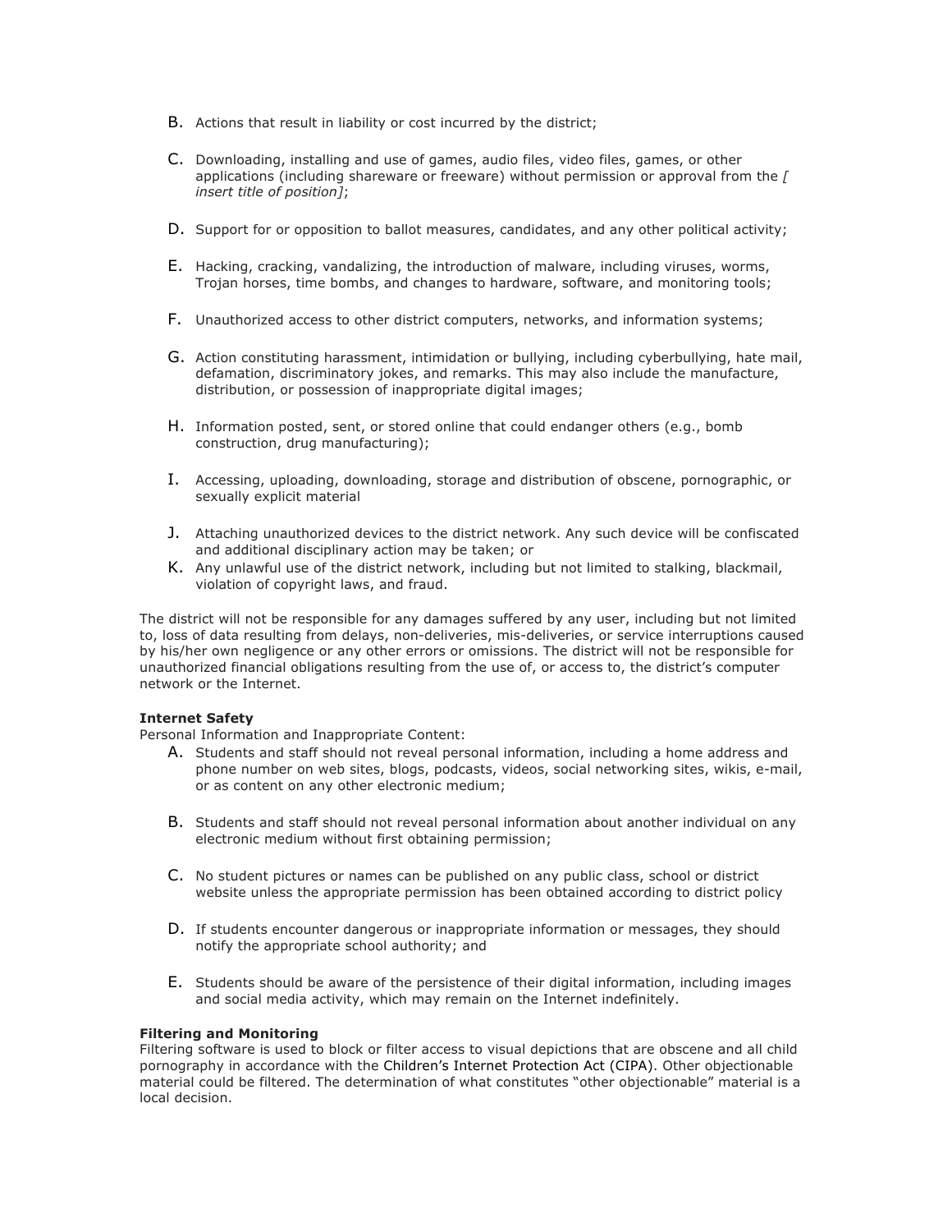B. Actions that result in liability or cost incurred by the district;

C. Downloading, installing and use of games, audio files, video files, games, or other applications (including shareware or freeware) without permission or approval from the *[ insert title of position]*;

D. Support for or opposition to ballot measures, candidates, and any other political activity;

E. Hacking, cracking, vandalizing, the introduction of malware, including viruses, worms, Trojan horses, time bombs, and changes to hardware, software, and monitoring tools;

F. Unauthorized access to other district computers, networks, and information systems;

G. Action constituting harassment, intimidation or bullying, including cyberbullying, hate mail, defamation, discriminatory jokes, and remarks. This may also include the manufacture, distribution, or possession of inappropriate digital images;

H. Information posted, sent, or stored online that could endanger others (e.g., bomb construction, drug manufacturing);

I. Accessing, uploading, downloading, storage and distribution of obscene, pornographic, or sexually explicit material

J. Attaching unauthorized devices to the district network. Any such device will be confiscated and additional disciplinary action may be taken; or

K. Any unlawful use of the district network, including but not limited to stalking, blackmail, violation of copyright laws, and fraud.

The district will not be responsible for any damages suffered by any user, including but not limited to, loss of data resulting from delays, non-deliveries, mis-deliveries, or service interruptions caused by his/her own negligence or any other errors or omissions. The district will not be responsible for unauthorized financial obligations resulting from the use of, or access to, the district's computer network or the Internet.

**Internet Safety**

Personal Information and Inappropriate Content:

A. Students and staff should not reveal personal information, including a home address and phone number on web sites, blogs, podcasts, videos, social networking sites, wikis, e-mail, or as content on any other electronic medium;

B. Students and staff should not reveal personal information about another individual on any electronic medium without first obtaining permission;

C. No student pictures or names can be published on any public class, school or district website unless the appropriate permission has been obtained according to district policy

D. If students encounter dangerous or inappropriate information or messages, they should notify the appropriate school authority; and

E. Students should be aware of the persistence of their digital information, including images and social media activity, which may remain on the Internet indefinitely.

**Filtering and Monitoring**

Filtering software is used to block or filter access to visual depictions that are obscene and all child pornography in accordance with the Children's Internet Protection Act (CIPA). Other objectionable material could be filtered. The determination of what constitutes "other objectionable" material is a local decision.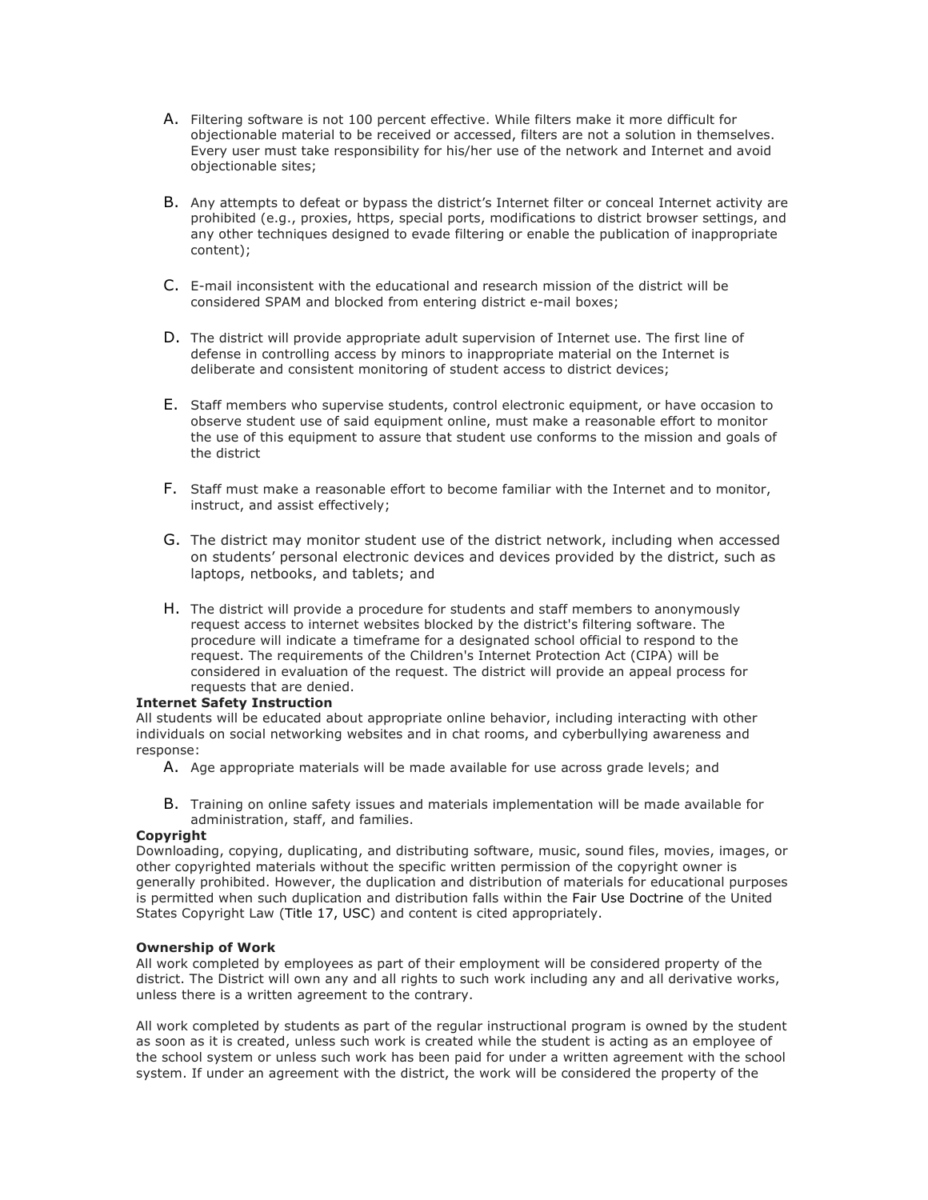A. Filtering software is not 100 percent effective. While filters make it more difficult for objectionable material to be received or accessed, filters are not a solution in themselves. Every user must take responsibility for his/her use of the network and Internet and avoid objectionable sites;

B. Any attempts to defeat or bypass the district's Internet filter or conceal Internet activity are prohibited (e.g., proxies, https, special ports, modifications to district browser settings, and any other techniques designed to evade filtering or enable the publication of inappropriate content);

C. E-mail inconsistent with the educational and research mission of the district will be considered SPAM and blocked from entering district e-mail boxes;

D. The district will provide appropriate adult supervision of Internet use. The first line of defense in controlling access by minors to inappropriate material on the Internet is deliberate and consistent monitoring of student access to district devices;

E. Staff members who supervise students, control electronic equipment, or have occasion to observe student use of said equipment online, must make a reasonable effort to monitor the use of this equipment to assure that student use conforms to the mission and goals of the district

F. Staff must make a reasonable effort to become familiar with the Internet and to monitor, instruct, and assist effectively;

G. The district may monitor student use of the district network, including when accessed on students' personal electronic devices and devices provided by the district, such as laptops, netbooks, and tablets; and

H. The district will provide a procedure for students and staff members to anonymously request access to internet websites blocked by the district's filtering software. The procedure will indicate a timeframe for a designated school official to respond to the request. The requirements of the Children's Internet Protection Act (CIPA) will be considered in evaluation of the request. The district will provide an appeal process for requests that are denied.

**Internet Safety Instruction**

All students will be educated about appropriate online behavior, including interacting with other individuals on social networking websites and in chat rooms, and cyberbullying awareness and response:

A. Age appropriate materials will be made available for use across grade levels; and

B. Training on online safety issues and materials implementation will be made available for administration, staff, and families.

**Copyright**

Downloading, copying, duplicating, and distributing software, music, sound files, movies, images, or other copyrighted materials without the specific written permission of the copyright owner is generally prohibited. However, the duplication and distribution of materials for educational purposes is permitted when such duplication and distribution falls within the Fair Use Doctrine of the United States Copyright Law (Title 17, USC) and content is cited appropriately.

**Ownership of Work**

All work completed by employees as part of their employment will be considered property of the district. The District will own any and all rights to such work including any and all derivative works, unless there is a written agreement to the contrary.

All work completed by students as part of the regular instructional program is owned by the student as soon as it is created, unless such work is created while the student is acting as an employee of the school system or unless such work has been paid for under a written agreement with the school system. If under an agreement with the district, the work will be considered the property of the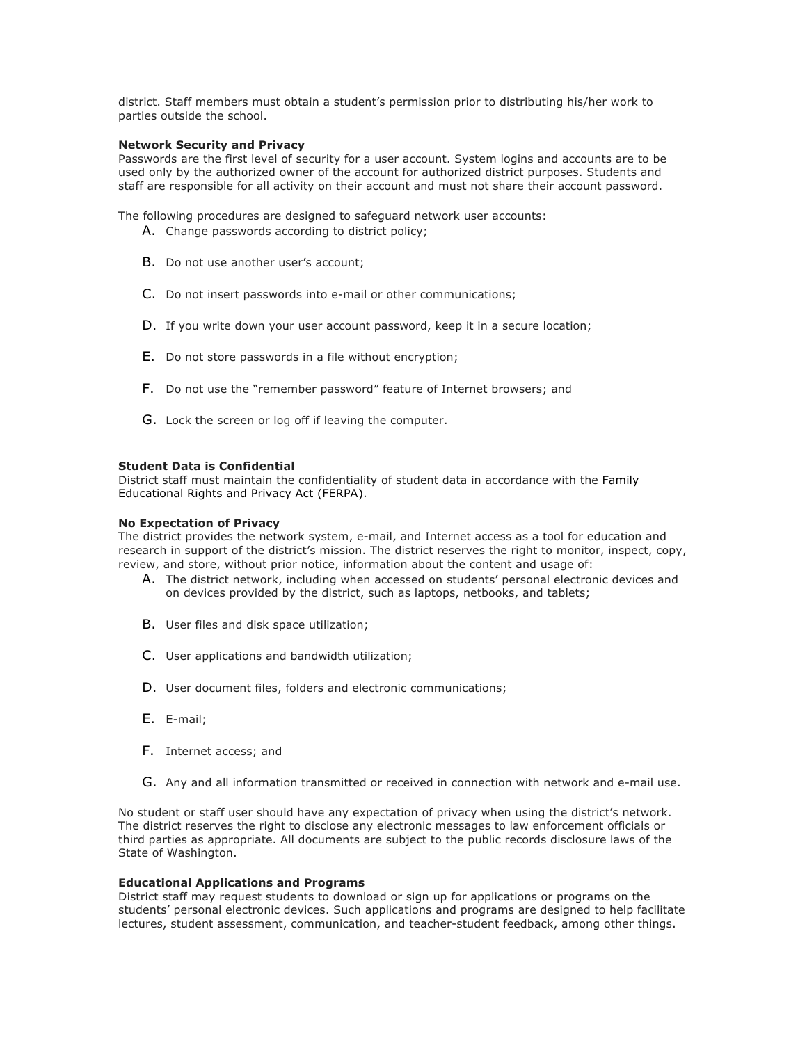district. Staff members must obtain a student's permission prior to distributing his/her work to parties outside the school.

**Network Security and Privacy**
Passwords are the first level of security for a user account. System logins and accounts are to be used only by the authorized owner of the account for authorized district purposes. Students and staff are responsible for all activity on their account and must not share their account password.

The following procedures are designed to safeguard network user accounts:

A. Change passwords according to district policy;

B. Do not use another user's account;

C. Do not insert passwords into e-mail or other communications;

D. If you write down your user account password, keep it in a secure location;

E. Do not store passwords in a file without encryption;

F. Do not use the "remember password" feature of Internet browsers; and

G. Lock the screen or log off if leaving the computer.

**Student Data is Confidential**
District staff must maintain the confidentiality of student data in accordance with the Family Educational Rights and Privacy Act (FERPA).

**No Expectation of Privacy**
The district provides the network system, e-mail, and Internet access as a tool for education and research in support of the district's mission. The district reserves the right to monitor, inspect, copy, review, and store, without prior notice, information about the content and usage of:

A. The district network, including when accessed on students' personal electronic devices and on devices provided by the district, such as laptops, netbooks, and tablets;

B. User files and disk space utilization;

C. User applications and bandwidth utilization;

D. User document files, folders and electronic communications;

E. E-mail;

F. Internet access; and

G. Any and all information transmitted or received in connection with network and e-mail use.

No student or staff user should have any expectation of privacy when using the district's network. The district reserves the right to disclose any electronic messages to law enforcement officials or third parties as appropriate. All documents are subject to the public records disclosure laws of the State of Washington.

**Educational Applications and Programs**
District staff may request students to download or sign up for applications or programs on the students' personal electronic devices. Such applications and programs are designed to help facilitate lectures, student assessment, communication, and teacher-student feedback, among other things.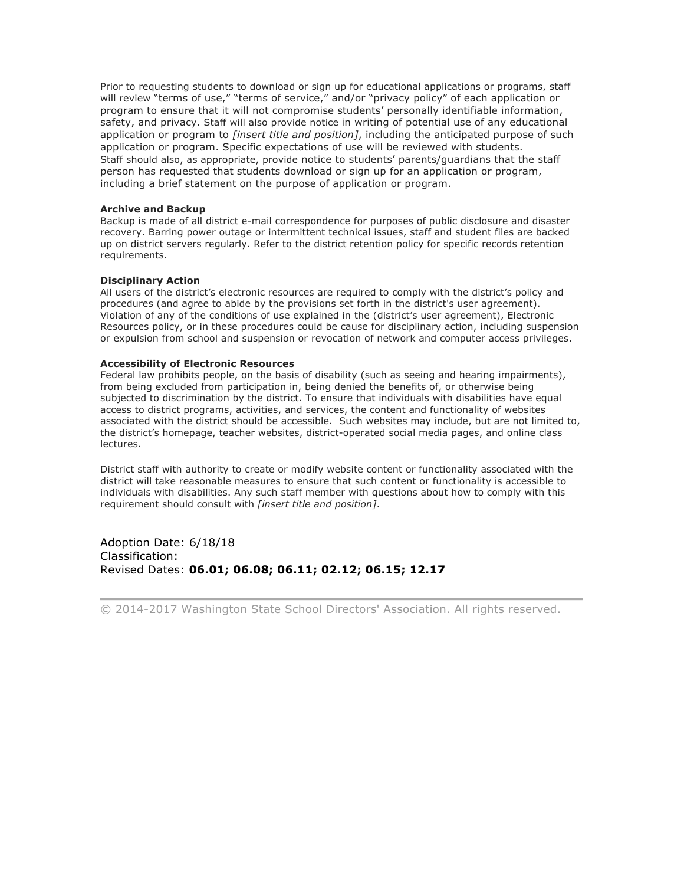Prior to requesting students to download or sign up for educational applications or programs, staff will review "terms of use," "terms of service," and/or "privacy policy" of each application or program to ensure that it will not compromise students' personally identifiable information, safety, and privacy. Staff will also provide notice in writing of potential use of any educational application or program to *[insert title and position]*, including the anticipated purpose of such application or program. Specific expectations of use will be reviewed with students. Staff should also, as appropriate, provide notice to students' parents/guardians that the staff person has requested that students download or sign up for an application or program, including a brief statement on the purpose of application or program.

**Archive and Backup**
Backup is made of all district e-mail correspondence for purposes of public disclosure and disaster recovery. Barring power outage or intermittent technical issues, staff and student files are backed up on district servers regularly. Refer to the district retention policy for specific records retention requirements.

**Disciplinary Action**
All users of the district's electronic resources are required to comply with the district's policy and procedures (and agree to abide by the provisions set forth in the district's user agreement). Violation of any of the conditions of use explained in the (district's user agreement), Electronic Resources policy, or in these procedures could be cause for disciplinary action, including suspension or expulsion from school and suspension or revocation of network and computer access privileges.

**Accessibility of Electronic Resources**
Federal law prohibits people, on the basis of disability (such as seeing and hearing impairments), from being excluded from participation in, being denied the benefits of, or otherwise being subjected to discrimination by the district. To ensure that individuals with disabilities have equal access to district programs, activities, and services, the content and functionality of websites associated with the district should be accessible. Such websites may include, but are not limited to, the district's homepage, teacher websites, district-operated social media pages, and online class lectures.

District staff with authority to create or modify website content or functionality associated with the district will take reasonable measures to ensure that such content or functionality is accessible to individuals with disabilities. Any such staff member with questions about how to comply with this requirement should consult with *[insert title and position]*.

Adoption Date: 6/18/18
Classification:
Revised Dates: **06.01; 06.08; 06.11; 02.12; 06.15; 12.17**

---

© 2014-2017 Washington State School Directors' Association. All rights reserved.